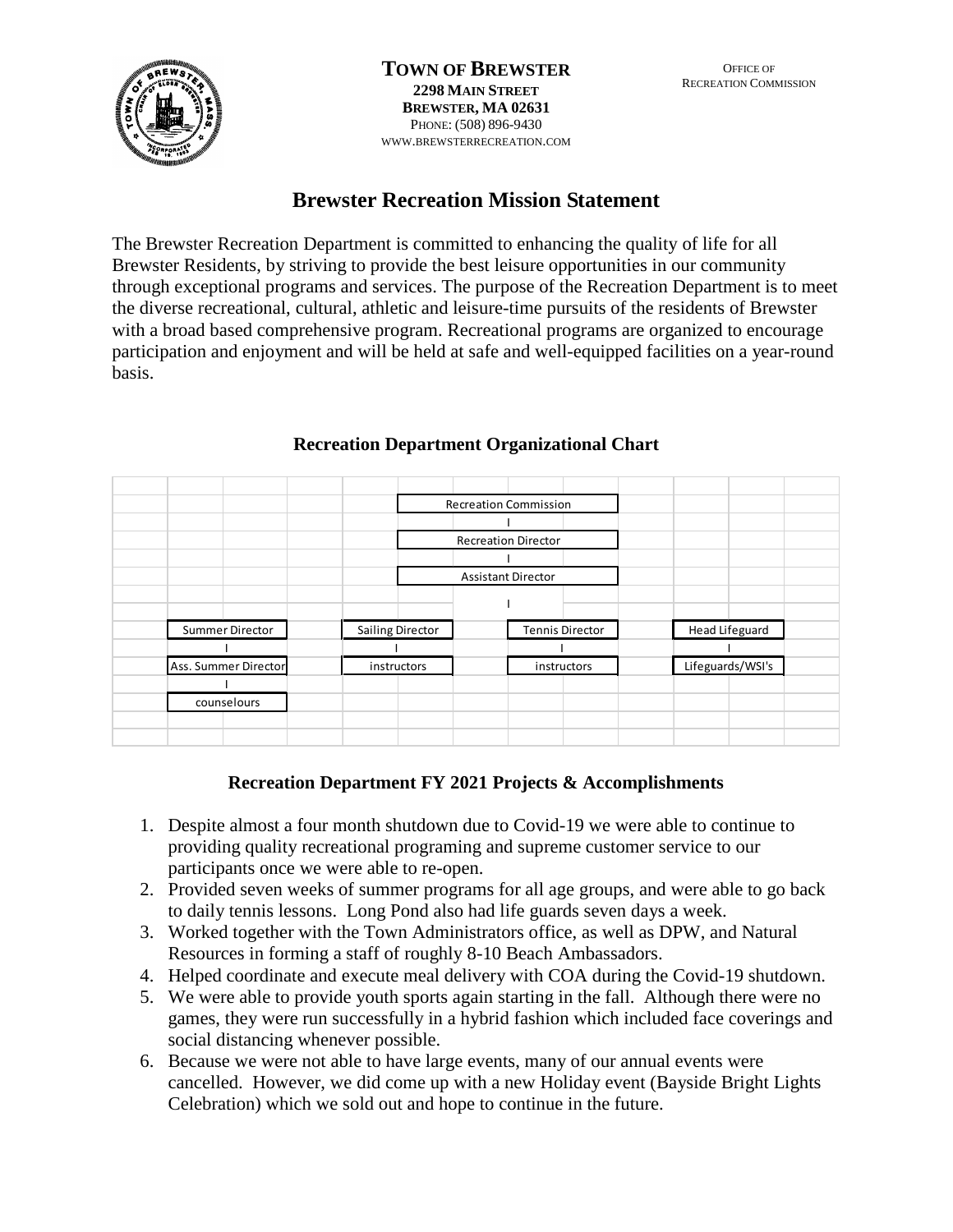**TOWN OF BREWSTER**
**2298 MAIN STREET**
**BREWSTER, MA 02631**
PHONE: (508) 896-9430
WWW.BREWSTERRECREATION.COM

OFFICE OF
RECREATION COMMISSION

# Brewster Recreation Mission Statement

The Brewster Recreation Department is committed to enhancing the quality of life for all Brewster Residents, by striving to provide the best leisure opportunities in our community through exceptional programs and services. The purpose of the Recreation Department is to meet the diverse recreational, cultural, athletic and leisure-time pursuits of the residents of Brewster with a broad based comprehensive program. Recreational programs are organized to encourage participation and enjoyment and will be held at safe and well-equipped facilities on a year-round basis.

## Recreation Department Organizational Chart

| | | | |
|---|---|---|---|
| | Recreation Commission | | |
| | I | | |
| | Recreation Director | | |
| | I | | |
| | Assistant Director | | |
| | I | | |
| Summer Director | Sailing Director | Tennis Director | Head Lifeguard |
| I | I | I | I |
| Ass. Summer Director | instructors | instructors | Lifeguards/WSI's |
| I | | | |
| counselours | | | |

## Recreation Department FY 2021 Projects & Accomplishments

1. Despite almost a four month shutdown due to Covid-19 we were able to continue to providing quality recreational programing and supreme customer service to our participants once we were able to re-open.
2. Provided seven weeks of summer programs for all age groups, and were able to go back to daily tennis lessons. Long Pond also had life guards seven days a week.
3. Worked together with the Town Administrators office, as well as DPW, and Natural Resources in forming a staff of roughly 8-10 Beach Ambassadors.
4. Helped coordinate and execute meal delivery with COA during the Covid-19 shutdown.
5. We were able to provide youth sports again starting in the fall. Although there were no games, they were run successfully in a hybrid fashion which included face coverings and social distancing whenever possible.
6. Because we were not able to have large events, many of our annual events were cancelled. However, we did come up with a new Holiday event (Bayside Bright Lights Celebration) which we sold out and hope to continue in the future.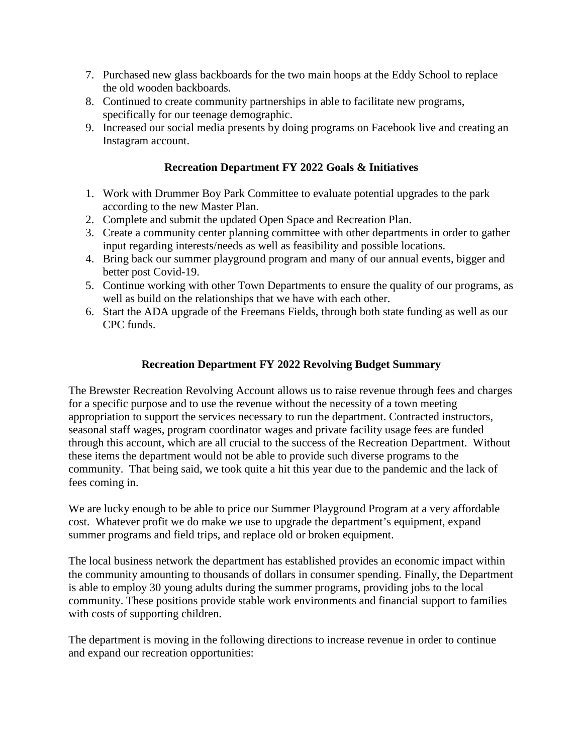7. Purchased new glass backboards for the two main hoops at the Eddy School to replace the old wooden backboards.
8. Continued to create community partnerships in able to facilitate new programs, specifically for our teenage demographic.
9. Increased our social media presents by doing programs on Facebook live and creating an Instagram account.

### Recreation Department FY 2022 Goals & Initiatives

1. Work with Drummer Boy Park Committee to evaluate potential upgrades to the park according to the new Master Plan.
2. Complete and submit the updated Open Space and Recreation Plan.
3. Create a community center planning committee with other departments in order to gather input regarding interests/needs as well as feasibility and possible locations.
4. Bring back our summer playground program and many of our annual events, bigger and better post Covid-19.
5. Continue working with other Town Departments to ensure the quality of our programs, as well as build on the relationships that we have with each other.
6. Start the ADA upgrade of the Freemans Fields, through both state funding as well as our CPC funds.

### Recreation Department FY 2022 Revolving Budget Summary

The Brewster Recreation Revolving Account allows us to raise revenue through fees and charges for a specific purpose and to use the revenue without the necessity of a town meeting appropriation to support the services necessary to run the department. Contracted instructors, seasonal staff wages, program coordinator wages and private facility usage fees are funded through this account, which are all crucial to the success of the Recreation Department. Without these items the department would not be able to provide such diverse programs to the community. That being said, we took quite a hit this year due to the pandemic and the lack of fees coming in.

We are lucky enough to be able to price our Summer Playground Program at a very affordable cost. Whatever profit we do make we use to upgrade the department's equipment, expand summer programs and field trips, and replace old or broken equipment.

The local business network the department has established provides an economic impact within the community amounting to thousands of dollars in consumer spending. Finally, the Department is able to employ 30 young adults during the summer programs, providing jobs to the local community. These positions provide stable work environments and financial support to families with costs of supporting children.

The department is moving in the following directions to increase revenue in order to continue and expand our recreation opportunities: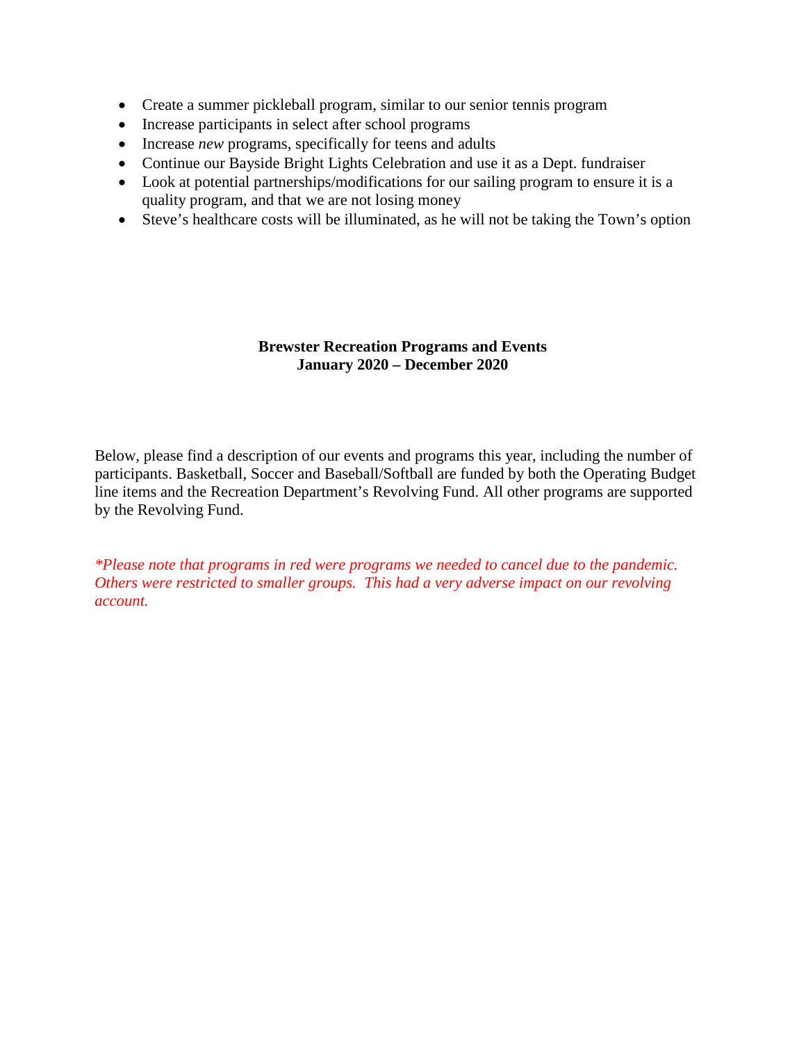- Create a summer pickleball program, similar to our senior tennis program
- Increase participants in select after school programs
- Increase *new* programs, specifically for teens and adults
- Continue our Bayside Bright Lights Celebration and use it as a Dept. fundraiser
- Look at potential partnerships/modifications for our sailing program to ensure it is a quality program, and that we are not losing money
- Steve's healthcare costs will be illuminated, as he will not be taking the Town's option

**Brewster Recreation Programs and Events**
**January 2020 – December 2020**

Below, please find a description of our events and programs this year, including the number of participants. Basketball, Soccer and Baseball/Softball are funded by both the Operating Budget line items and the Recreation Department's Revolving Fund. All other programs are supported by the Revolving Fund.

*\*Please note that programs in red were programs we needed to cancel due to the pandemic. Others were restricted to smaller groups. This had a very adverse impact on our revolving account.*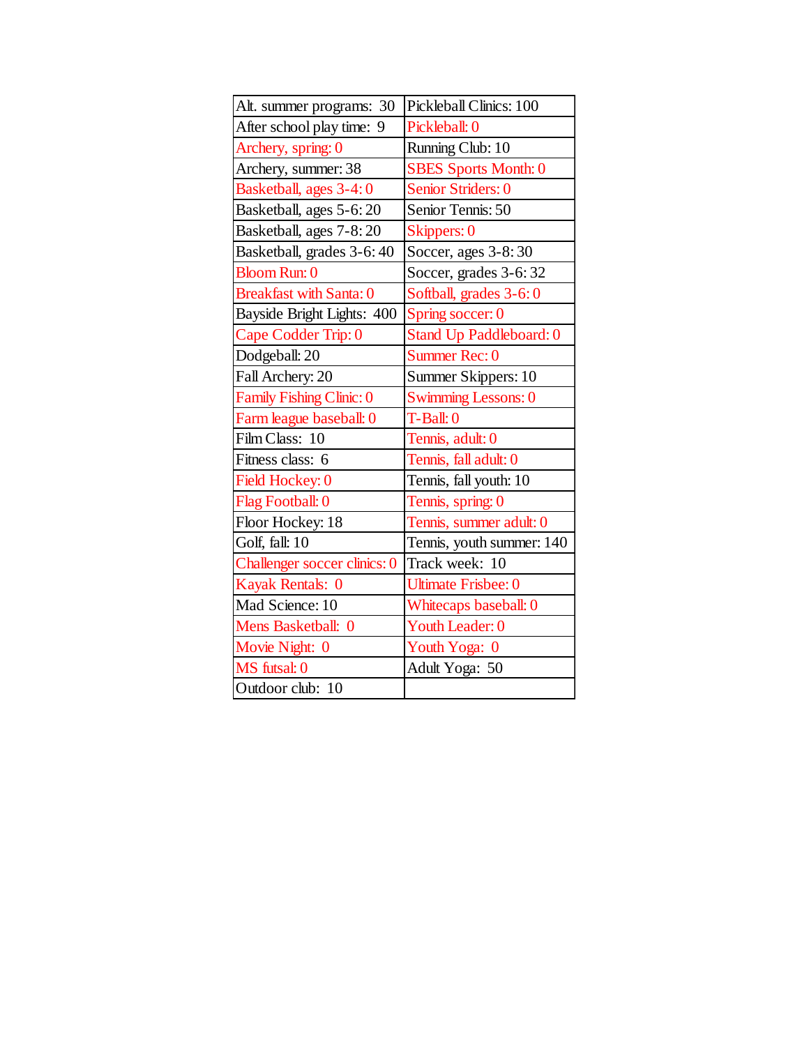| Alt. summer programs: 30 | Pickleball Clinics: 100 |
|---|---|
| After school play time: 9 | Pickleball: 0 |
| Archery, spring: 0 | Running Club: 10 |
| Archery, summer: 38 | SBES Sports Month: 0 |
| Basketball, ages 3-4: 0 | Senior Striders: 0 |
| Basketball, ages 5-6: 20 | Senior Tennis: 50 |
| Basketball, ages 7-8: 20 | Skippers: 0 |
| Basketball, grades 3-6: 40 | Soccer, ages 3-8: 30 |
| Bloom Run: 0 | Soccer, grades 3-6: 32 |
| Breakfast with Santa: 0 | Softball, grades 3-6: 0 |
| Bayside Bright Lights: 400 | Spring soccer: 0 |
| Cape Codder Trip: 0 | Stand Up Paddleboard: 0 |
| Dodgeball: 20 | Summer Rec: 0 |
| Fall Archery: 20 | Summer Skippers: 10 |
| Family Fishing Clinic: 0 | Swimming Lessons: 0 |
| Farm league baseball: 0 | T-Ball: 0 |
| Film Class: 10 | Tennis, adult: 0 |
| Fitness class: 6 | Tennis, fall adult: 0 |
| Field Hockey: 0 | Tennis, fall youth: 10 |
| Flag Football: 0 | Tennis, spring: 0 |
| Floor Hockey: 18 | Tennis, summer adult: 0 |
| Golf, fall: 10 | Tennis, youth summer: 140 |
| Challenger soccer clinics: 0 | Track week: 10 |
| Kayak Rentals: 0 | Ultimate Frisbee: 0 |
| Mad Science: 10 | Whitecaps baseball: 0 |
| Mens Basketball: 0 | Youth Leader: 0 |
| Movie Night: 0 | Youth Yoga: 0 |
| MS futsal: 0 | Adult Yoga: 50 |
| Outdoor club: 10 | |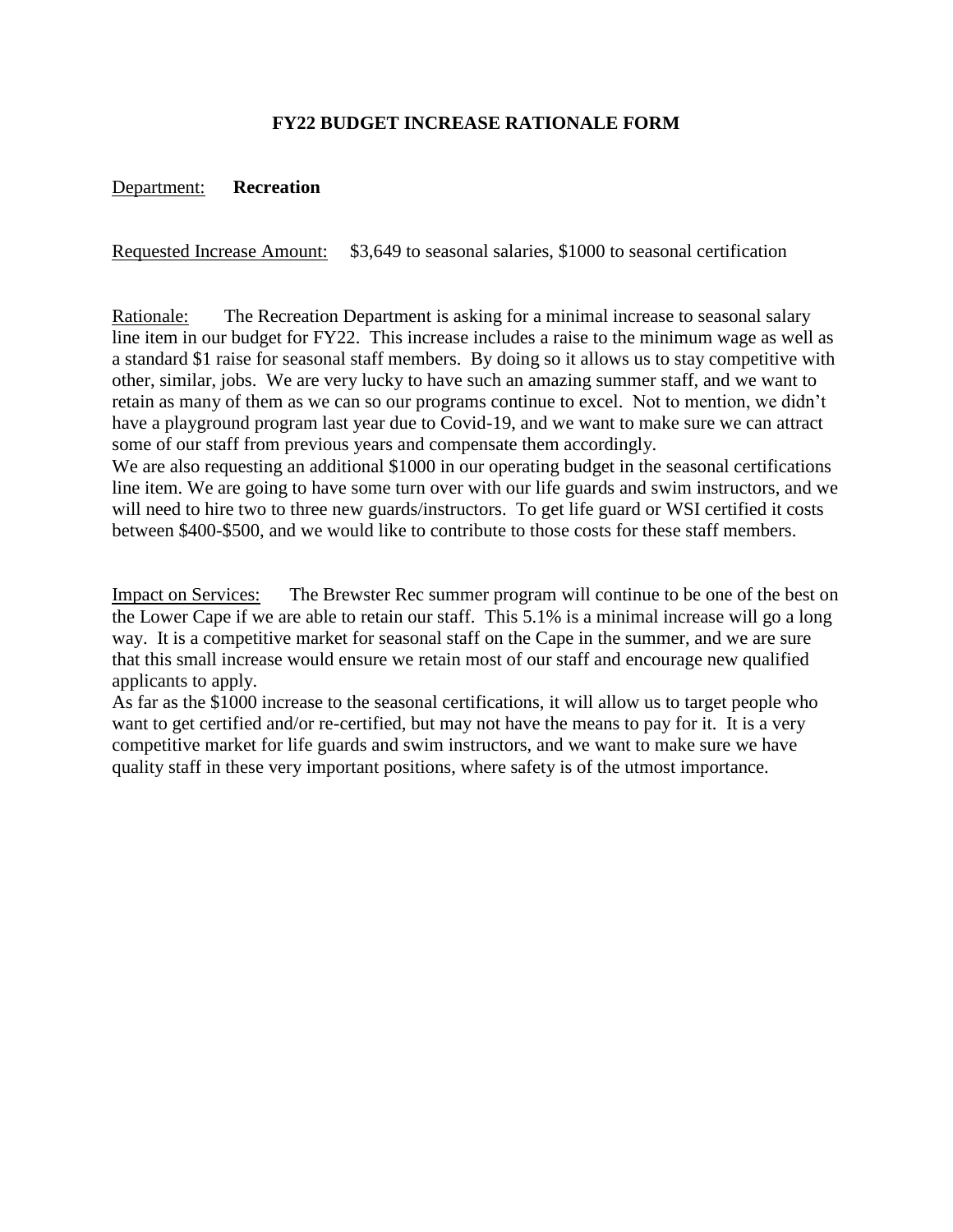# FY22 BUDGET INCREASE RATIONALE FORM

Department: **Recreation**

Requested Increase Amount: $3,649 to seasonal salaries, $1000 to seasonal certification

Rationale: The Recreation Department is asking for a minimal increase to seasonal salary line item in our budget for FY22. This increase includes a raise to the minimum wage as well as a standard $1 raise for seasonal staff members. By doing so it allows us to stay competitive with other, similar, jobs. We are very lucky to have such an amazing summer staff, and we want to retain as many of them as we can so our programs continue to excel. Not to mention, we didn't have a playground program last year due to Covid-19, and we want to make sure we can attract some of our staff from previous years and compensate them accordingly.

We are also requesting an additional $1000 in our operating budget in the seasonal certifications line item. We are going to have some turn over with our life guards and swim instructors, and we will need to hire two to three new guards/instructors. To get life guard or WSI certified it costs between $400-$500, and we would like to contribute to those costs for these staff members.

Impact on Services: The Brewster Rec summer program will continue to be one of the best on the Lower Cape if we are able to retain our staff. This 5.1% is a minimal increase will go a long way. It is a competitive market for seasonal staff on the Cape in the summer, and we are sure that this small increase would ensure we retain most of our staff and encourage new qualified applicants to apply.

As far as the $1000 increase to the seasonal certifications, it will allow us to target people who want to get certified and/or re-certified, but may not have the means to pay for it. It is a very competitive market for life guards and swim instructors, and we want to make sure we have quality staff in these very important positions, where safety is of the utmost importance.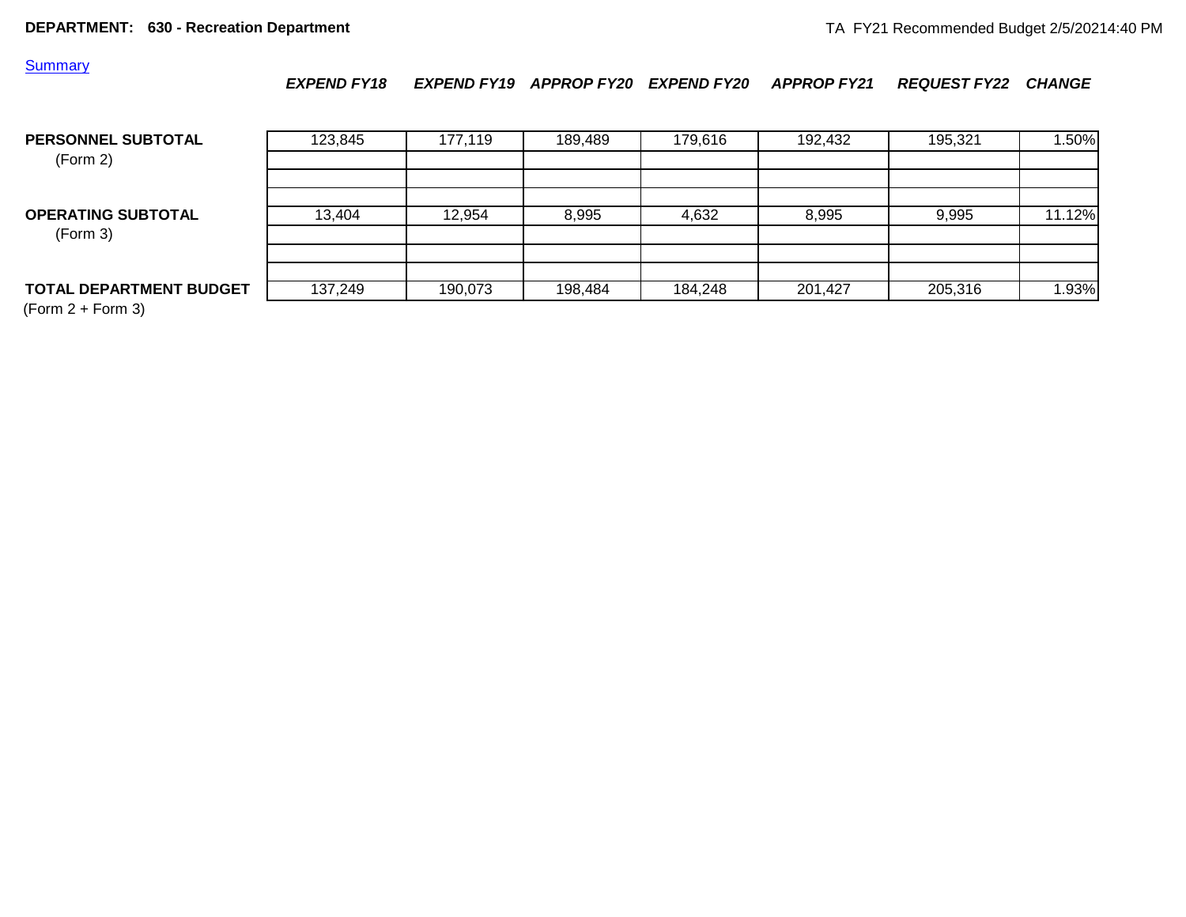**DEPARTMENT: 630 - Recreation Department**

TA FY21 Recommended Budget 2/5/20214:40 PM

Summary

| | EXPEND FY18 | EXPEND FY19 | APPROP FY20 | EXPEND FY20 | APPROP FY21 | REQUEST FY22 | CHANGE |
|---|---|---|---|---|---|---|---|
| **PERSONNEL SUBTOTAL** (Form 2) | 123,845 | 177,119 | 189,489 | 179,616 | 192,432 | 195,321 | 1.50% |
| **OPERATING SUBTOTAL** (Form 3) | 13,404 | 12,954 | 8,995 | 4,632 | 8,995 | 9,995 | 11.12% |
| **TOTAL DEPARTMENT BUDGET** (Form 2 + Form 3) | 137,249 | 190,073 | 198,484 | 184,248 | 201,427 | 205,316 | 1.93% |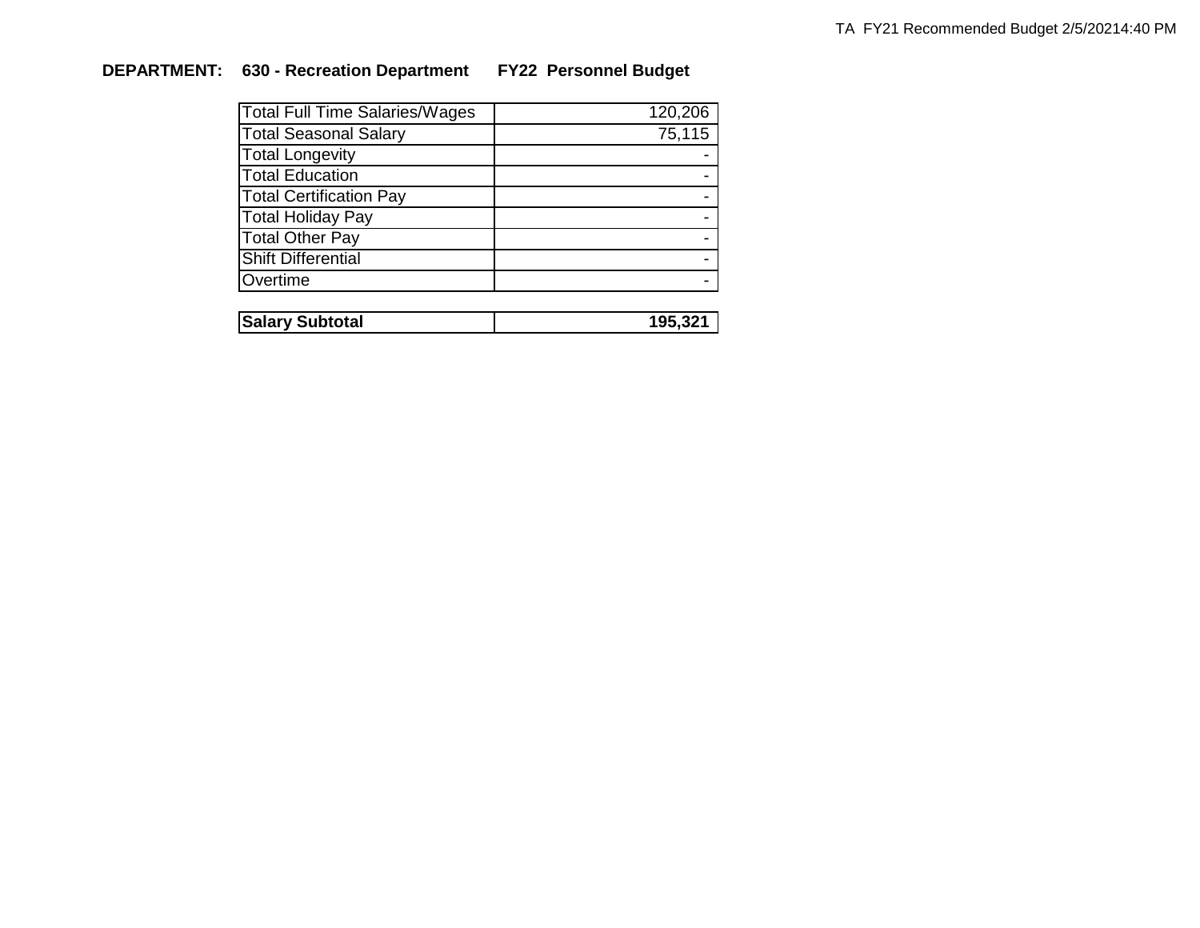**DEPARTMENT: 630 - Recreation Department FY22 Personnel Budget**

| Item | Amount |
|---|---|
| Total Full Time Salaries/Wages | 120,206 |
| Total Seasonal Salary | 75,115 |
| Total Longevity | - |
| Total Education | - |
| Total Certification Pay | - |
| Total Holiday Pay | - |
| Total Other Pay | - |
| Shift Differential | - |
| Overtime | - |
| **Salary Subtotal** | **195,321** |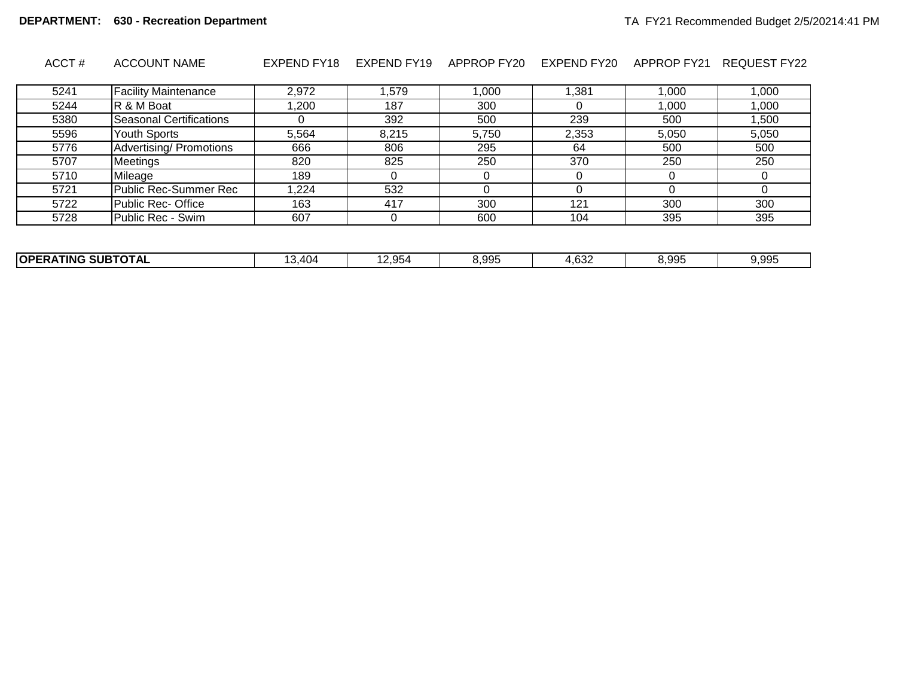**DEPARTMENT: 630 - Recreation Department**

TA FY21 Recommended Budget 2/5/20214:41 PM

| ACCT # | ACCOUNT NAME | EXPEND FY18 | EXPEND FY19 | APPROP FY20 | EXPEND FY20 | APPROP FY21 | REQUEST FY22 |
|---|---|---|---|---|---|---|---|
| 5241 | Facility Maintenance | 2,972 | 1,579 | 1,000 | 1,381 | 1,000 | 1,000 |
| 5244 | R & M Boat | 1,200 | 187 | 300 | 0 | 1,000 | 1,000 |
| 5380 | Seasonal Certifications | 0 | 392 | 500 | 239 | 500 | 1,500 |
| 5596 | Youth Sports | 5,564 | 8,215 | 5,750 | 2,353 | 5,050 | 5,050 |
| 5776 | Advertising/ Promotions | 666 | 806 | 295 | 64 | 500 | 500 |
| 5707 | Meetings | 820 | 825 | 250 | 370 | 250 | 250 |
| 5710 | Mileage | 189 | 0 | 0 | 0 | 0 | 0 |
| 5721 | Public Rec-Summer Rec | 1,224 | 532 | 0 | 0 | 0 | 0 |
| 5722 | Public Rec- Office | 163 | 417 | 300 | 121 | 300 | 300 |
| 5728 | Public Rec - Swim | 607 | 0 | 600 | 104 | 395 | 395 |
| **OPERATING SUBTOTAL** | | 13,404 | 12,954 | 8,995 | 4,632 | 8,995 | 9,995 |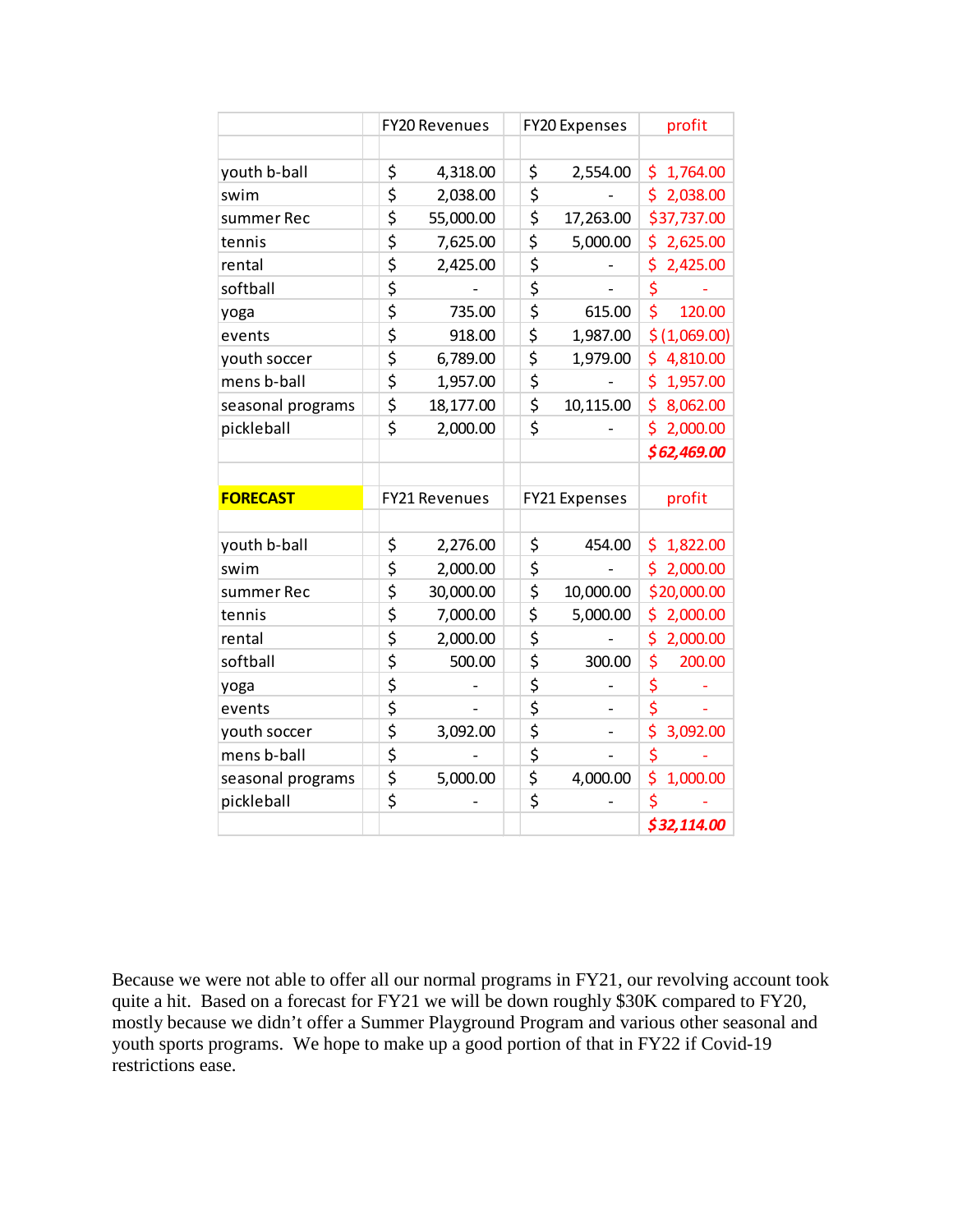| | FY20 Revenues | FY20 Expenses | profit |
|---|---|---|---|
| | | | |
| youth b-ball | $ 4,318.00 | $ 2,554.00 | $ 1,764.00 |
| swim | $ 2,038.00 | $ - | $ 2,038.00 |
| summer Rec | $ 55,000.00 | $ 17,263.00 | $37,737.00 |
| tennis | $ 7,625.00 | $ 5,000.00 | $ 2,625.00 |
| rental | $ 2,425.00 | $ - | $ 2,425.00 |
| softball | $ - | $ - | $ - |
| yoga | $ 735.00 | $ 615.00 | $ 120.00 |
| events | $ 918.00 | $ 1,987.00 | $ (1,069.00) |
| youth soccer | $ 6,789.00 | $ 1,979.00 | $ 4,810.00 |
| mens b-ball | $ 1,957.00 | $ - | $ 1,957.00 |
| seasonal programs | $ 18,177.00 | $ 10,115.00 | $ 8,062.00 |
| pickleball | $ 2,000.00 | $ - | $ 2,000.00 |
| | | | ***$62,469.00*** |

| **FORECAST** | FY21 Revenues | FY21 Expenses | profit |
|---|---|---|---|
| | | | |
| youth b-ball | $ 2,276.00 | $ 454.00 | $ 1,822.00 |
| swim | $ 2,000.00 | $ - | $ 2,000.00 |
| summer Rec | $ 30,000.00 | $ 10,000.00 | $20,000.00 |
| tennis | $ 7,000.00 | $ 5,000.00 | $ 2,000.00 |
| rental | $ 2,000.00 | $ - | $ 2,000.00 |
| softball | $ 500.00 | $ 300.00 | $ 200.00 |
| yoga | $ - | $ - | $ - |
| events | $ - | $ - | $ - |
| youth soccer | $ 3,092.00 | $ - | $ 3,092.00 |
| mens b-ball | $ - | $ - | $ - |
| seasonal programs | $ 5,000.00 | $ 4,000.00 | $ 1,000.00 |
| pickleball | $ - | $ - | $ - |
| | | | ***$32,114.00*** |

Because we were not able to offer all our normal programs in FY21, our revolving account took quite a hit. Based on a forecast for FY21 we will be down roughly $30K compared to FY20, mostly because we didn't offer a Summer Playground Program and various other seasonal and youth sports programs. We hope to make up a good portion of that in FY22 if Covid-19 restrictions ease.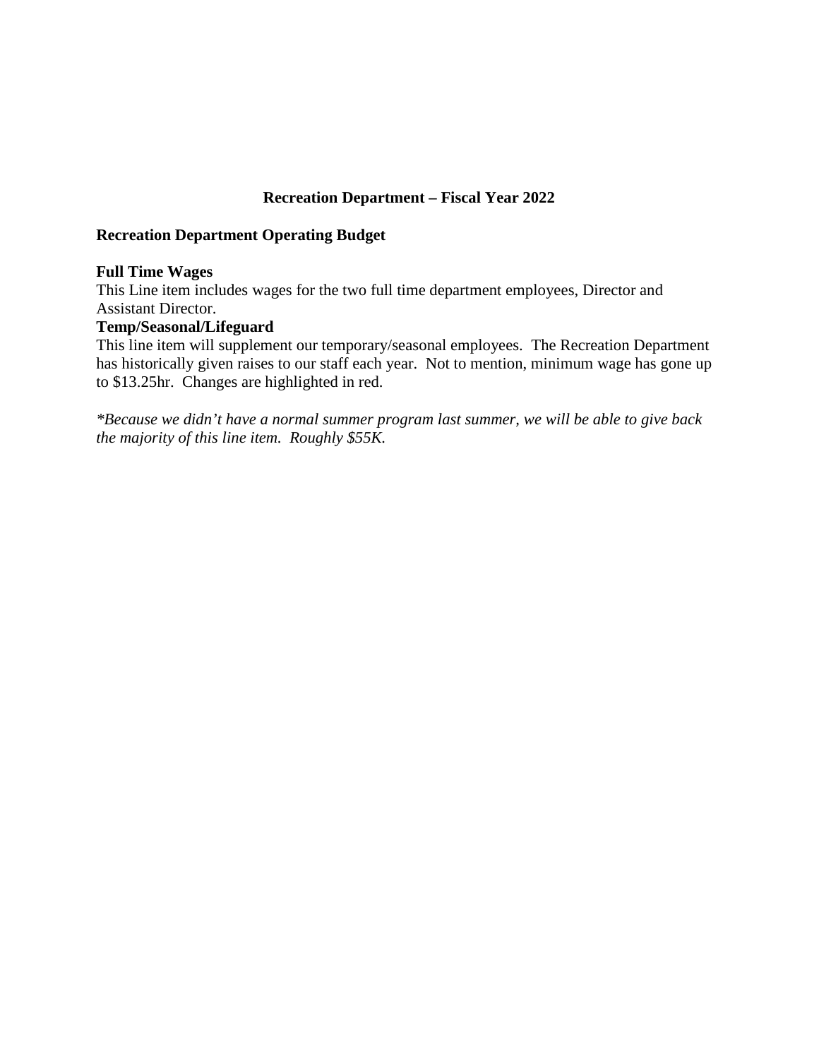## Recreation Department – Fiscal Year 2022

**Recreation Department Operating Budget**

**Full Time Wages**
This Line item includes wages for the two full time department employees, Director and Assistant Director.

**Temp/Seasonal/Lifeguard**
This line item will supplement our temporary/seasonal employees. The Recreation Department has historically given raises to our staff each year. Not to mention, minimum wage has gone up to $13.25hr. Changes are highlighted in red.

*\*Because we didn't have a normal summer program last summer, we will be able to give back the majority of this line item. Roughly $55K.*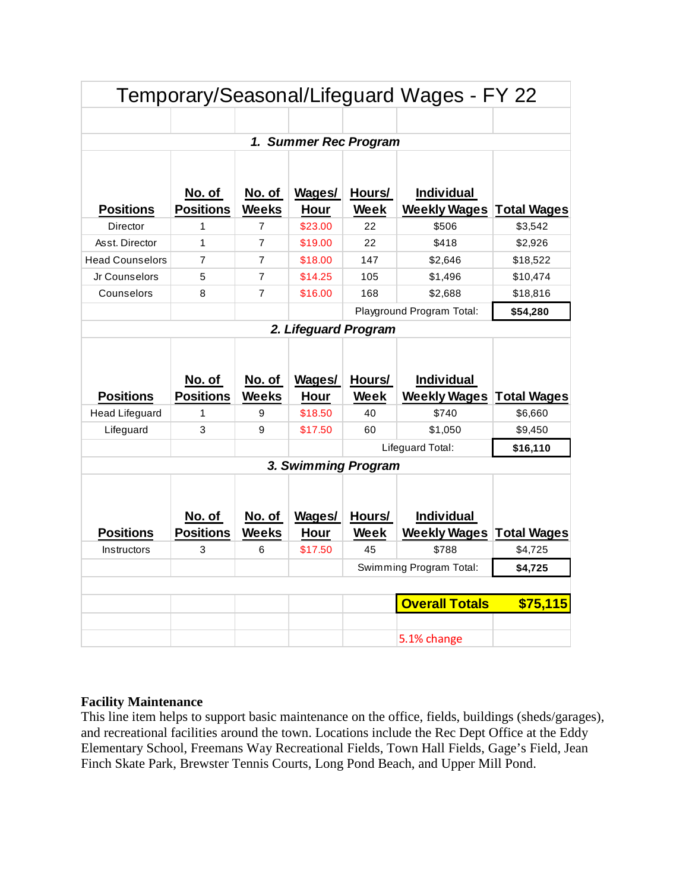## Temporary/Seasonal/Lifeguard Wages - FY 22

### 1. Summer Rec Program

| Positions | No. of Positions | No. of Weeks | Wages/ Hour | Hours/ Week | Individual Weekly Wages | Total Wages |
|---|---|---|---|---|---|---|
| Director | 1 | 7 | $23.00 | 22 | $506 | $3,542 |
| Asst. Director | 1 | 7 | $19.00 | 22 | $418 | $2,926 |
| Head Counselors | 7 | 7 | $18.00 | 147 | $2,646 | $18,522 |
| Jr Counselors | 5 | 7 | $14.25 | 105 | $1,496 | $10,474 |
| Counselors | 8 | 7 | $16.00 | 168 | $2,688 | $18,816 |
| | | | | | Playground Program Total: | **$54,280** |

### 2. Lifeguard Program

| Positions | No. of Positions | No. of Weeks | Wages/ Hour | Hours/ Week | Individual Weekly Wages | Total Wages |
|---|---|---|---|---|---|---|
| Head Lifeguard | 1 | 9 | $18.50 | 40 | $740 | $6,660 |
| Lifeguard | 3 | 9 | $17.50 | 60 | $1,050 | $9,450 |
| | | | | | Lifeguard Total: | **$16,110** |

### 3. Swimming Program

| Positions | No. of Positions | No. of Weeks | Wages/ Hour | Hours/ Week | Individual Weekly Wages | Total Wages |
|---|---|---|---|---|---|---|
| Instructors | 3 | 6 | $17.50 | 45 | $788 | $4,725 |
| | | | | | Swimming Program Total: | **$4,725** |
| | | | | | **Overall Totals** | **$75,115** |
| | | | | | 5.1% change | |

**Facility Maintenance**

This line item helps to support basic maintenance on the office, fields, buildings (sheds/garages), and recreational facilities around the town. Locations include the Rec Dept Office at the Eddy Elementary School, Freemans Way Recreational Fields, Town Hall Fields, Gage's Field, Jean Finch Skate Park, Brewster Tennis Courts, Long Pond Beach, and Upper Mill Pond.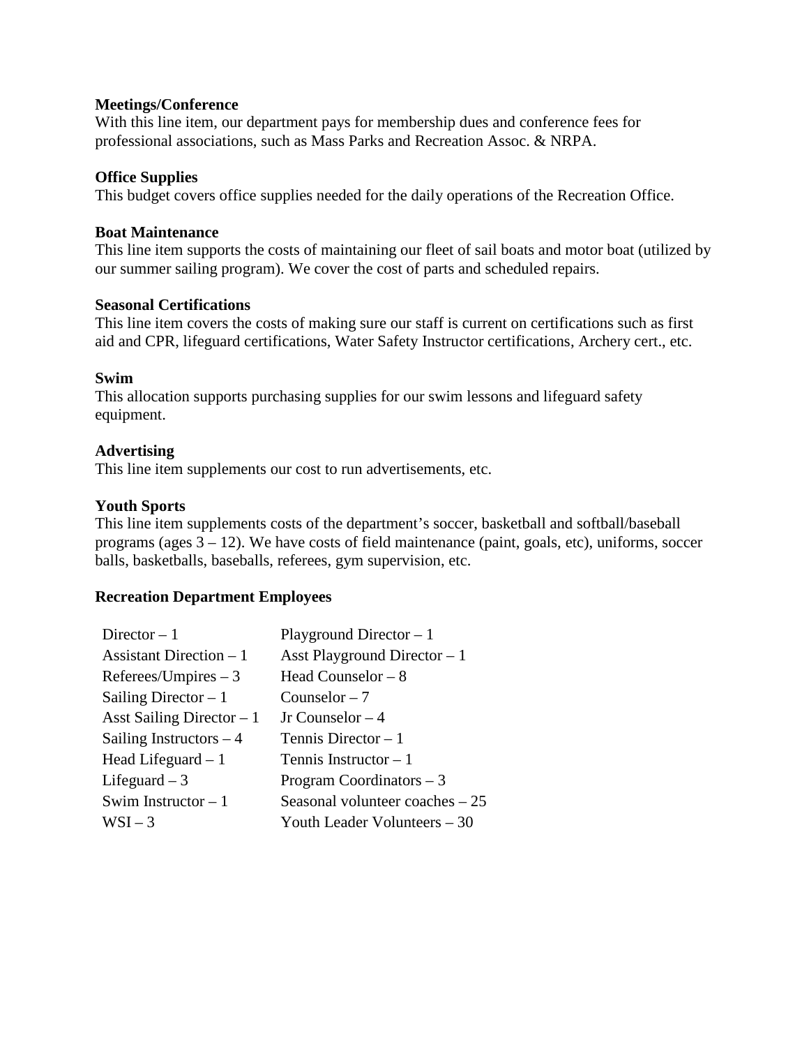**Meetings/Conference**
With this line item, our department pays for membership dues and conference fees for professional associations, such as Mass Parks and Recreation Assoc. & NRPA.

**Office Supplies**
This budget covers office supplies needed for the daily operations of the Recreation Office.

**Boat Maintenance**
This line item supports the costs of maintaining our fleet of sail boats and motor boat (utilized by our summer sailing program). We cover the cost of parts and scheduled repairs.

**Seasonal Certifications**
This line item covers the costs of making sure our staff is current on certifications such as first aid and CPR, lifeguard certifications, Water Safety Instructor certifications, Archery cert., etc.

**Swim**
This allocation supports purchasing supplies for our swim lessons and lifeguard safety equipment.

**Advertising**
This line item supplements our cost to run advertisements, etc.

**Youth Sports**
This line item supplements costs of the department's soccer, basketball and softball/baseball programs (ages 3 – 12). We have costs of field maintenance (paint, goals, etc), uniforms, soccer balls, basketballs, baseballs, referees, gym supervision, etc.

**Recreation Department Employees**

| | |
|---|---|
| Director – 1 | Playground Director – 1 |
| Assistant Direction – 1 | Asst Playground Director – 1 |
| Referees/Umpires – 3 | Head Counselor – 8 |
| Sailing Director – 1 | Counselor – 7 |
| Asst Sailing Director – 1 | Jr Counselor – 4 |
| Sailing Instructors – 4 | Tennis Director – 1 |
| Head Lifeguard – 1 | Tennis Instructor – 1 |
| Lifeguard – 3 | Program Coordinators – 3 |
| Swim Instructor – 1 | Seasonal volunteer coaches – 25 |
| WSI – 3 | Youth Leader Volunteers – 30 |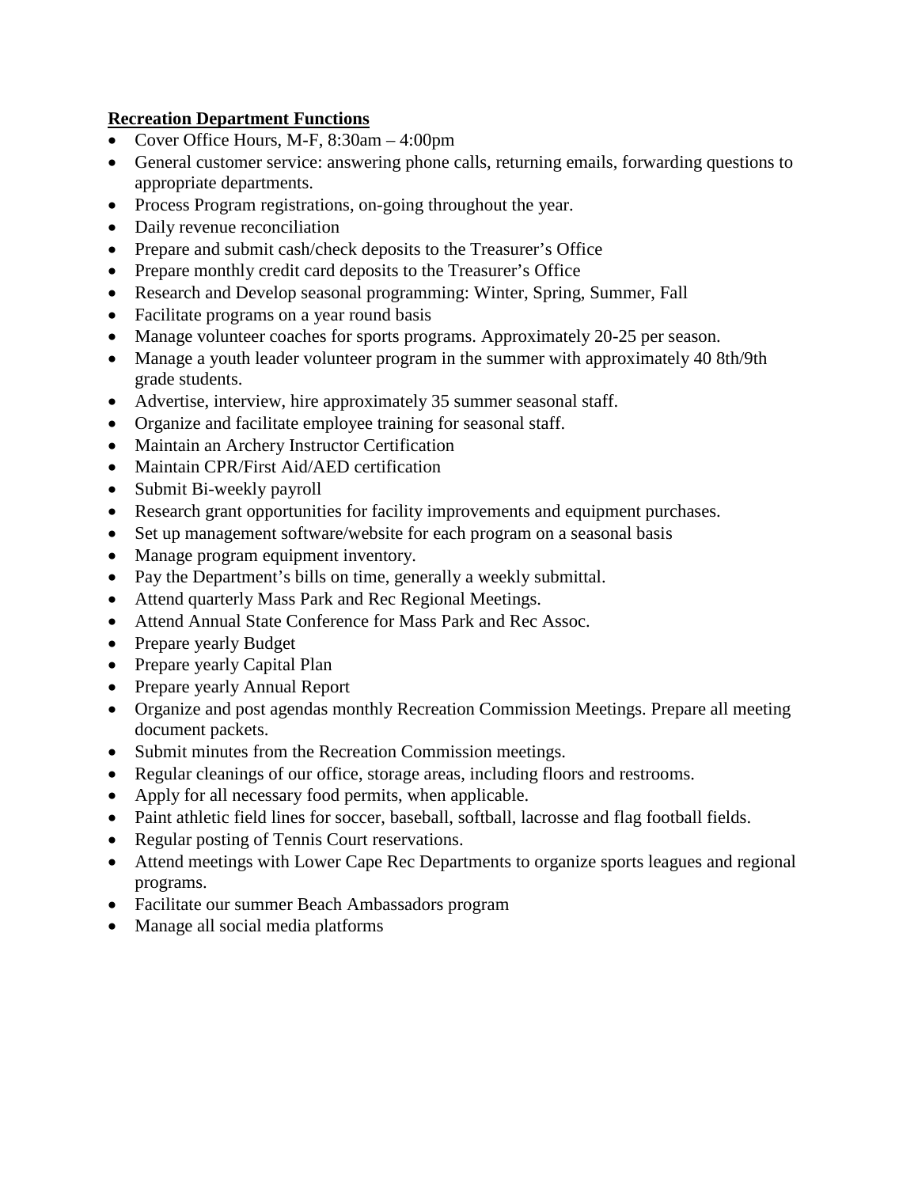**Recreation Department Functions**

- Cover Office Hours, M-F, 8:30am – 4:00pm
- General customer service: answering phone calls, returning emails, forwarding questions to appropriate departments.
- Process Program registrations, on-going throughout the year.
- Daily revenue reconciliation
- Prepare and submit cash/check deposits to the Treasurer's Office
- Prepare monthly credit card deposits to the Treasurer's Office
- Research and Develop seasonal programming: Winter, Spring, Summer, Fall
- Facilitate programs on a year round basis
- Manage volunteer coaches for sports programs. Approximately 20-25 per season.
- Manage a youth leader volunteer program in the summer with approximately 40 8th/9th grade students.
- Advertise, interview, hire approximately 35 summer seasonal staff.
- Organize and facilitate employee training for seasonal staff.
- Maintain an Archery Instructor Certification
- Maintain CPR/First Aid/AED certification
- Submit Bi-weekly payroll
- Research grant opportunities for facility improvements and equipment purchases.
- Set up management software/website for each program on a seasonal basis
- Manage program equipment inventory.
- Pay the Department's bills on time, generally a weekly submittal.
- Attend quarterly Mass Park and Rec Regional Meetings.
- Attend Annual State Conference for Mass Park and Rec Assoc.
- Prepare yearly Budget
- Prepare yearly Capital Plan
- Prepare yearly Annual Report
- Organize and post agendas monthly Recreation Commission Meetings. Prepare all meeting document packets.
- Submit minutes from the Recreation Commission meetings.
- Regular cleanings of our office, storage areas, including floors and restrooms.
- Apply for all necessary food permits, when applicable.
- Paint athletic field lines for soccer, baseball, softball, lacrosse and flag football fields.
- Regular posting of Tennis Court reservations.
- Attend meetings with Lower Cape Rec Departments to organize sports leagues and regional programs.
- Facilitate our summer Beach Ambassadors program
- Manage all social media platforms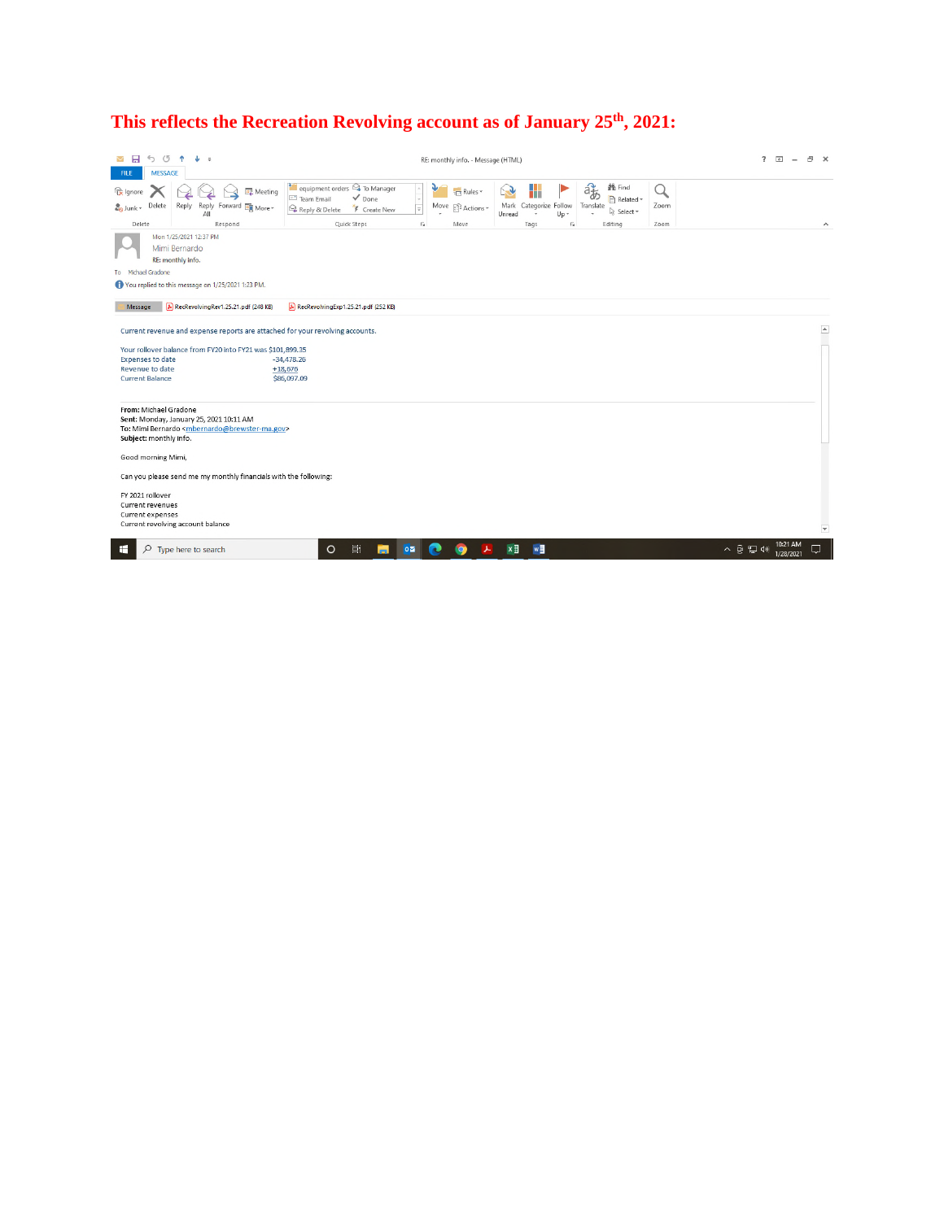# This reflects the Recreation Revolving account as of January 25th, 2021:

RE: monthly info. - Message (HTML)

Mon 1/25/2021 12:37 PM

Mimi Bernardo

RE: monthly info.

To Michael Gradone

You replied to this message on 1/25/2021 1:23 PM.

Message | RecRevolvingRev1.25.21.pdf (248 KB) | RecRevolvingExp1.25.21.pdf (252 KB)

Current revenue and expense reports are attached for your revolving accounts.

| | |
|---|---|
| Your rollover balance from FY20 into FY21 was $101,899.35 | |
| Expenses to date | -34,478.26 |
| Revenue to date | +18,676 |
| Current Balance | $86,097.09 |

**From:** Michael Gradone
**Sent:** Monday, January 25, 2021 10:11 AM
**To:** Mimi Bernardo <mbernardo@brewster-ma.gov>
**Subject:** monthly info.

Good morning Mimi,

Can you please send me my monthly financials with the following:

FY 2021 rollover
Current revenues
Current expenses
Current revolving account balance